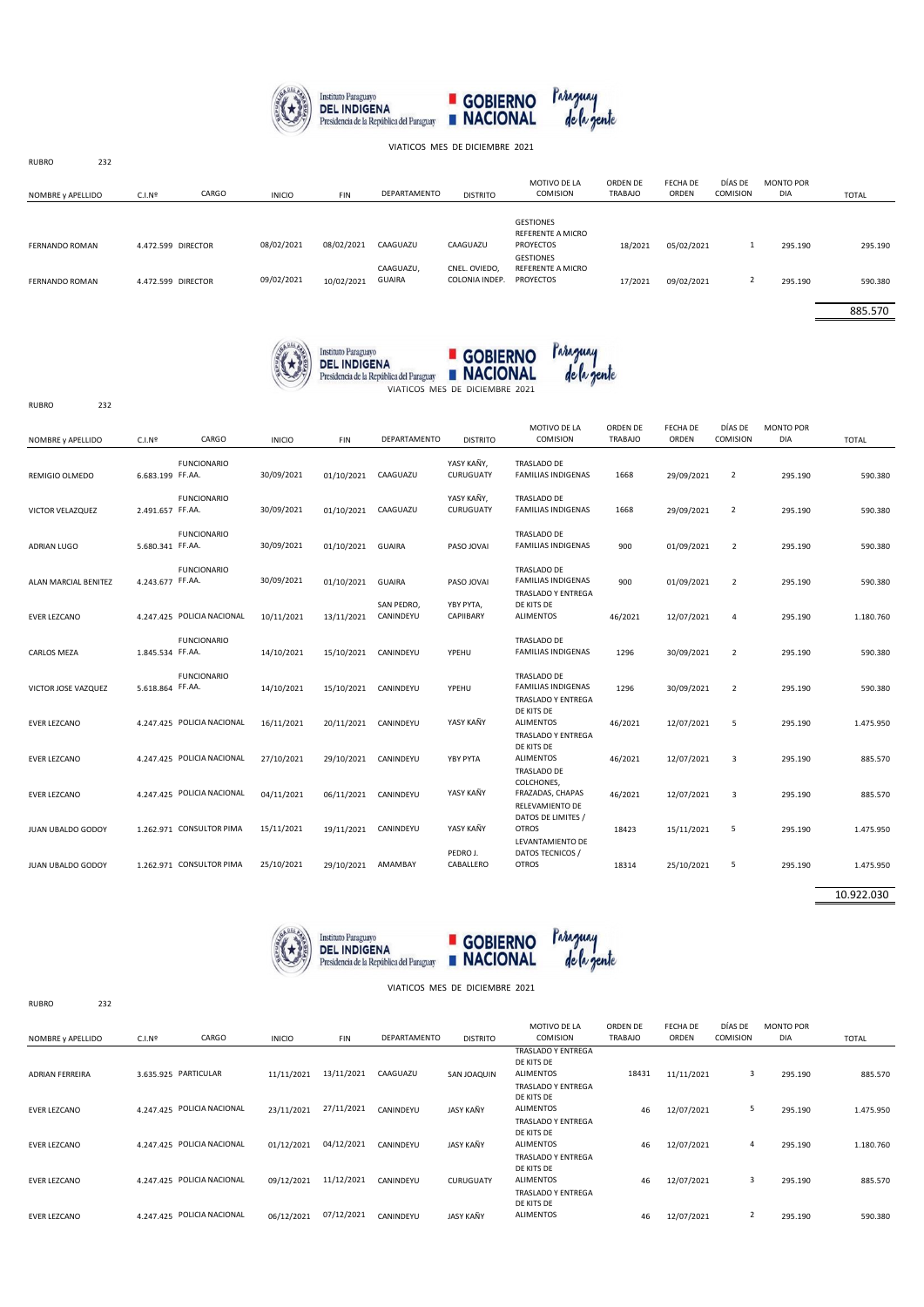Instituto Paraguayo DEL INDIGENA Presidencia de la República del Paraguay — GOBIERNO NACIONAL — Paraguay de la gente

VIATICOS MES DE DICIEMBRE 2021

RUBRO 232

| NOMBRE y APELLIDO | C.I.Nº | CARGO | INICIO | FIN | DEPARTAMENTO | DISTRITO | MOTIVO DE LA COMISION | ORDEN DE TRABAJO | FECHA DE ORDEN | DÍAS DE COMISION | MONTO POR DIA | TOTAL |
|---|---|---|---|---|---|---|---|---|---|---|---|---|
| FERNANDO ROMAN | 4.472.599 | DIRECTOR | 08/02/2021 | 08/02/2021 | CAAGUAZU | CAAGUAZU | GESTIONES REFERENTE A MICRO PROYECTOS | 18/2021 | 05/02/2021 | 1 | 295.190 | 295.190 |
| FERNANDO ROMAN | 4.472.599 | DIRECTOR | 09/02/2021 | 10/02/2021 | CAAGUAZU, GUAIRA | CNEL. OVIEDO, COLONIA INDEP. | GESTIONES REFERENTE A MICRO PROYECTOS | 17/2021 | 09/02/2021 | 2 | 295.190 | 590.380 |
| | | | | | | | | | | | | 885.570 |

Instituto Paraguayo DEL INDIGENA Presidencia de la República del Paraguay — GOBIERNO NACIONAL — Paraguay de la gente

VIATICOS MES DE DICIEMBRE 2021

RUBRO 232

| NOMBRE y APELLIDO | C.I.Nº | CARGO | INICIO | FIN | DEPARTAMENTO | DISTRITO | MOTIVO DE LA COMISION | ORDEN DE TRABAJO | FECHA DE ORDEN | DÍAS DE COMISION | MONTO POR DIA | TOTAL |
|---|---|---|---|---|---|---|---|---|---|---|---|---|
| REMIGIO OLMEDO | 6.683.199 | FUNCIONARIO FF.AA. | 30/09/2021 | 01/10/2021 | CAAGUAZU | YASY KAÑY, CURUGUATY | TRASLADO DE FAMILIAS INDIGENAS | 1668 | 29/09/2021 | 2 | 295.190 | 590.380 |
| VICTOR VELAZQUEZ | 2.491.657 | FUNCIONARIO FF.AA. | 30/09/2021 | 01/10/2021 | CAAGUAZU | YASY KAÑY, CURUGUATY | TRASLADO DE FAMILIAS INDIGENAS | 1668 | 29/09/2021 | 2 | 295.190 | 590.380 |
| ADRIAN LUGO | 5.680.341 | FUNCIONARIO FF.AA. | 30/09/2021 | 01/10/2021 | GUAIRA | PASO JOVAI | TRASLADO DE FAMILIAS INDIGENAS | 900 | 01/09/2021 | 2 | 295.190 | 590.380 |
| ALAN MARCIAL BENITEZ | 4.243.677 | FUNCIONARIO FF.AA. | 30/09/2021 | 01/10/2021 | GUAIRA | PASO JOVAI | TRASLADO DE FAMILIAS INDIGENAS | 900 | 01/09/2021 | 2 | 295.190 | 590.380 |
| EVER LEZCANO | 4.247.425 | POLICIA NACIONAL | 10/11/2021 | 13/11/2021 | SAN PEDRO, CANINDEYU | YBY PYTA, CAPIIBARY | TRASLADO Y ENTREGA DE KITS DE ALIMENTOS | 46/2021 | 12/07/2021 | 4 | 295.190 | 1.180.760 |
| CARLOS MEZA | 1.845.534 | FUNCIONARIO FF.AA. | 14/10/2021 | 15/10/2021 | CANINDEYU | YPEHU | TRASLADO DE FAMILIAS INDIGENAS | 1296 | 30/09/2021 | 2 | 295.190 | 590.380 |
| VICTOR JOSE VAZQUEZ | 5.618.864 | FUNCIONARIO FF.AA. | 14/10/2021 | 15/10/2021 | CANINDEYU | YPEHU | TRASLADO DE FAMILIAS INDIGENAS | 1296 | 30/09/2021 | 2 | 295.190 | 590.380 |
| EVER LEZCANO | 4.247.425 | POLICIA NACIONAL | 16/11/2021 | 20/11/2021 | CANINDEYU | YASY KAÑY | TRASLADO Y ENTREGA DE KITS DE ALIMENTOS | 46/2021 | 12/07/2021 | 5 | 295.190 | 1.475.950 |
| EVER LEZCANO | 4.247.425 | POLICIA NACIONAL | 27/10/2021 | 29/10/2021 | CANINDEYU | YBY PYTA | TRASLADO Y ENTREGA DE KITS DE ALIMENTOS | 46/2021 | 12/07/2021 | 3 | 295.190 | 885.570 |
| EVER LEZCANO | 4.247.425 | POLICIA NACIONAL | 04/11/2021 | 06/11/2021 | CANINDEYU | YASY KAÑY | TRASLADO DE COLCHONES, FRAZADAS, CHAPAS | 46/2021 | 12/07/2021 | 3 | 295.190 | 885.570 |
| JUAN UBALDO GODOY | 1.262.971 | CONSULTOR PIMA | 15/11/2021 | 19/11/2021 | CANINDEYU | YASY KAÑY | RELEVAMIENTO DE DATOS DE LIMITES / OTROS | 18423 | 15/11/2021 | 5 | 295.190 | 1.475.950 |
| JUAN UBALDO GODOY | 1.262.971 | CONSULTOR PIMA | 25/10/2021 | 29/10/2021 | AMAMBAY | PEDRO J. CABALLERO | LEVANTAMIENTO DE DATOS TECNICOS / OTROS | 18314 | 25/10/2021 | 5 | 295.190 | 1.475.950 |
| | | | | | | | | | | | | 10.922.030 |

Instituto Paraguayo DEL INDIGENA Presidencia de la República del Paraguay — GOBIERNO NACIONAL — Paraguay de la gente

VIATICOS MES DE DICIEMBRE 2021

RUBRO 232

| NOMBRE y APELLIDO | C.I.Nº | CARGO | INICIO | FIN | DEPARTAMENTO | DISTRITO | MOTIVO DE LA COMISION | ORDEN DE TRABAJO | FECHA DE ORDEN | DÍAS DE COMISION | MONTO POR DIA | TOTAL |
|---|---|---|---|---|---|---|---|---|---|---|---|---|
| ADRIAN FERREIRA | 3.635.925 | PARTICULAR | 11/11/2021 | 13/11/2021 | CAAGUAZU | SAN JOAQUIN | TRASLADO Y ENTREGA DE KITS DE ALIMENTOS | 18431 | 11/11/2021 | 3 | 295.190 | 885.570 |
| EVER LEZCANO | 4.247.425 | POLICIA NACIONAL | 23/11/2021 | 27/11/2021 | CANINDEYU | JASY KAÑY | TRASLADO Y ENTREGA DE KITS DE ALIMENTOS | 46 | 12/07/2021 | 5 | 295.190 | 1.475.950 |
| EVER LEZCANO | 4.247.425 | POLICIA NACIONAL | 01/12/2021 | 04/12/2021 | CANINDEYU | JASY KAÑY | TRASLADO Y ENTREGA DE KITS DE ALIMENTOS | 46 | 12/07/2021 | 4 | 295.190 | 1.180.760 |
| EVER LEZCANO | 4.247.425 | POLICIA NACIONAL | 09/12/2021 | 11/12/2021 | CANINDEYU | CURUGUATY | TRASLADO Y ENTREGA DE KITS DE ALIMENTOS | 46 | 12/07/2021 | 3 | 295.190 | 885.570 |
| EVER LEZCANO | 4.247.425 | POLICIA NACIONAL | 06/12/2021 | 07/12/2021 | CANINDEYU | JASY KAÑY | TRASLADO Y ENTREGA DE KITS DE ALIMENTOS | 46 | 12/07/2021 | 2 | 295.190 | 590.380 |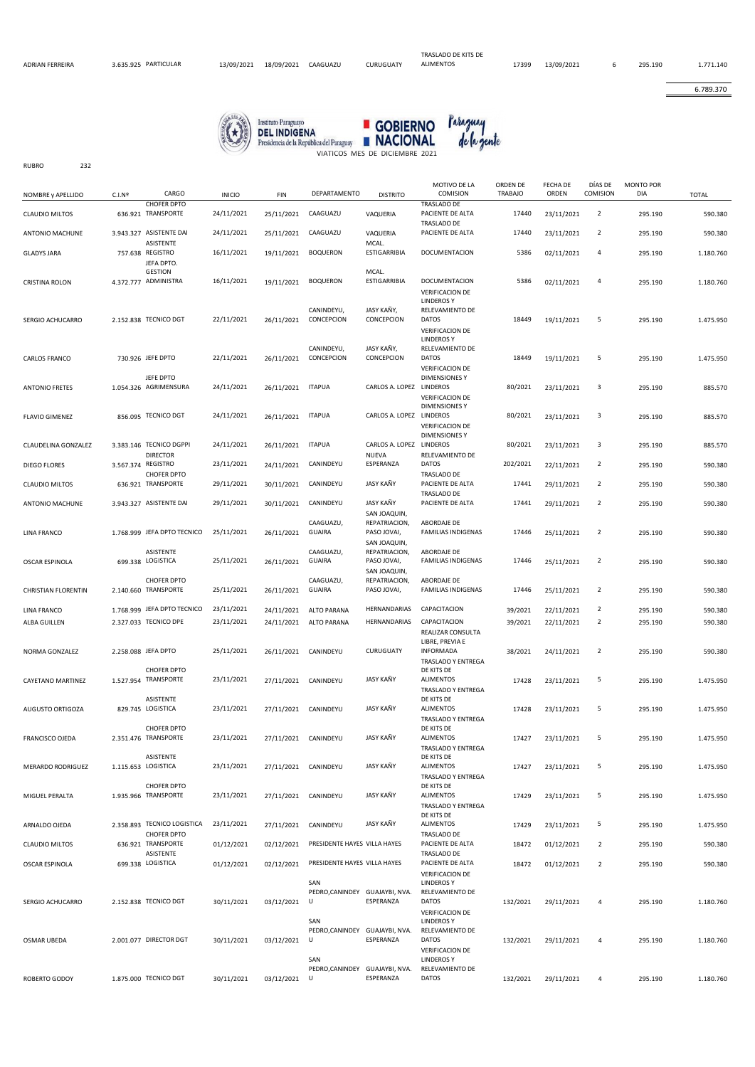| ADRIAN FERREIRA | 3.635.925 | PARTICULAR | 13/09/2021 | 18/09/2021 | CAAGUAZU | CURUGUATY | TRASLADO DE KITS DE ALIMENTOS | 17399 | 13/09/2021 | 6 | 295.190 | 1.771.140 |
|---|---|---|---|---|---|---|---|---|---|---|---|---|

6.789.370

Instituto Paraguayo DEL INDIGENA Presidencia de la República del Paraguay — GOBIERNO NACIONAL — Paraguay de la gente

VIATICOS MES DE DICIEMBRE 2021

RUBRO 232

| NOMBRE y APELLIDO | C.I.Nº | CARGO | INICIO | FIN | DEPARTAMENTO | DISTRITO | MOTIVO DE LA COMISION | ORDEN DE TRABAJO | FECHA DE ORDEN | DÍAS DE COMISION | MONTO POR DIA | TOTAL |
|---|---|---|---|---|---|---|---|---|---|---|---|---|
| CLAUDIO MILTOS | 636.921 | CHOFER DPTO TRANSPORTE | 24/11/2021 | 25/11/2021 | CAAGUAZU | VAQUERIA | TRASLADO DE PACIENTE DE ALTA | 17440 | 23/11/2021 | 2 | 295.190 | 590.380 |
| ANTONIO MACHUNE | 3.943.327 | ASISTENTE DAI | 24/11/2021 | 25/11/2021 | CAAGUAZU | VAQUERIA | TRASLADO DE PACIENTE DE ALTA | 17440 | 23/11/2021 | 2 | 295.190 | 590.380 |
| GLADYS JARA | 757.638 | ASISTENTE REGISTRO | 16/11/2021 | 19/11/2021 | BOQUERON | MCAL. ESTIGARRIBIA | DOCUMENTACION | 5386 | 02/11/2021 | 4 | 295.190 | 1.180.760 |
| CRISTINA ROLON | 4.372.777 | JEFA DPTO. GESTION ADMINISTRA | 16/11/2021 | 19/11/2021 | BOQUERON | MCAL. ESTIGARRIBIA | DOCUMENTACION | 5386 | 02/11/2021 | 4 | 295.190 | 1.180.760 |
| SERGIO ACHUCARRO | 2.152.838 | TECNICO DGT | 22/11/2021 | 26/11/2021 | CANINDEYU, CONCEPCION | JASY KAÑY, CONCEPCION | VERIFICACION DE LINDEROS Y RELEVAMIENTO DE DATOS | 18449 | 19/11/2021 | 5 | 295.190 | 1.475.950 |
| CARLOS FRANCO | 730.926 | JEFE DPTO | 22/11/2021 | 26/11/2021 | CANINDEYU, CONCEPCION | JASY KAÑY, CONCEPCION | VERIFICACION DE LINDEROS Y RELEVAMIENTO DE DATOS | 18449 | 19/11/2021 | 5 | 295.190 | 1.475.950 |
| ANTONIO FRETES | 1.054.326 | JEFE DPTO AGRIMENSURA | 24/11/2021 | 26/11/2021 | ITAPUA | CARLOS A. LOPEZ | VERIFICACION DE DIMENSIONES Y LINDEROS | 80/2021 | 23/11/2021 | 3 | 295.190 | 885.570 |
| FLAVIO GIMENEZ | 856.095 | TECNICO DGT | 24/11/2021 | 26/11/2021 | ITAPUA | CARLOS A. LOPEZ | VERIFICACION DE DIMENSIONES Y LINDEROS | 80/2021 | 23/11/2021 | 3 | 295.190 | 885.570 |
| CLAUDELINA GONZALEZ | 3.383.146 | TECNICO DGPPI | 24/11/2021 | 26/11/2021 | ITAPUA | CARLOS A. LOPEZ | VERIFICACION DE DIMENSIONES Y LINDEROS | 80/2021 | 23/11/2021 | 3 | 295.190 | 885.570 |
| DIEGO FLORES | 3.567.374 | DIRECTOR REGISTRO | 23/11/2021 | 24/11/2021 | CANINDEYU | NUEVA ESPERANZA | RELEVAMIENTO DE DATOS | 202/2021 | 22/11/2021 | 2 | 295.190 | 590.380 |
| CLAUDIO MILTOS | 636.921 | CHOFER DPTO TRANSPORTE | 29/11/2021 | 30/11/2021 | CANINDEYU | JASY KAÑY | TRASLADO DE PACIENTE DE ALTA | 17441 | 29/11/2021 | 2 | 295.190 | 590.380 |
| ANTONIO MACHUNE | 3.943.327 | ASISTENTE DAI | 29/11/2021 | 30/11/2021 | CANINDEYU | JASY KAÑY | TRASLADO DE PACIENTE DE ALTA | 17441 | 29/11/2021 | 2 | 295.190 | 590.380 |
| LINA FRANCO | 1.768.999 | JEFA DPTO TECNICO | 25/11/2021 | 26/11/2021 | CAAGUAZU, GUAIRA | SAN JOAQUIN, REPATRIACION, PASO JOVAI, | ABORDAJE DE FAMILIAS INDIGENAS | 17446 | 25/11/2021 | 2 | 295.190 | 590.380 |
| OSCAR ESPINOLA | 699.338 | ASISTENTE LOGISTICA | 25/11/2021 | 26/11/2021 | CAAGUAZU, GUAIRA | SAN JOAQUIN, REPATRIACION, PASO JOVAI, | ABORDAJE DE FAMILIAS INDIGENAS | 17446 | 25/11/2021 | 2 | 295.190 | 590.380 |
| CHRISTIAN FLORENTIN | 2.140.660 | CHOFER DPTO TRANSPORTE | 25/11/2021 | 26/11/2021 | CAAGUAZU, GUAIRA | SAN JOAQUIN, REPATRIACION, PASO JOVAI, | ABORDAJE DE FAMILIAS INDIGENAS | 17446 | 25/11/2021 | 2 | 295.190 | 590.380 |
| LINA FRANCO | 1.768.999 | JEFA DPTO TECNICO | 23/11/2021 | 24/11/2021 | ALTO PARANA | HERNANDARIAS | CAPACITACION | 39/2021 | 22/11/2021 | 2 | 295.190 | 590.380 |
| ALBA GUILLEN | 2.327.033 | TECNICO DPE | 23/11/2021 | 24/11/2021 | ALTO PARANA | HERNANDARIAS | CAPACITACION | 39/2021 | 22/11/2021 | 2 | 295.190 | 590.380 |
| NORMA GONZALEZ | 2.258.088 | JEFA DPTO | 25/11/2021 | 26/11/2021 | CANINDEYU | CURUGUATY | REALIZAR CONSULTA LIBRE, PREVIA E INFORMADA | 38/2021 | 24/11/2021 | 2 | 295.190 | 590.380 |
| CAYETANO MARTINEZ | 1.527.954 | CHOFER DPTO TRANSPORTE | 23/11/2021 | 27/11/2021 | CANINDEYU | JASY KAÑY | TRASLADO Y ENTREGA DE KITS DE ALIMENTOS | 17428 | 23/11/2021 | 5 | 295.190 | 1.475.950 |
| AUGUSTO ORTIGOZA | 829.745 | ASISTENTE LOGISTICA | 23/11/2021 | 27/11/2021 | CANINDEYU | JASY KAÑY | TRASLADO Y ENTREGA DE KITS DE ALIMENTOS | 17428 | 23/11/2021 | 5 | 295.190 | 1.475.950 |
| FRANCISCO OJEDA | 2.351.476 | CHOFER DPTO TRANSPORTE | 23/11/2021 | 27/11/2021 | CANINDEYU | JASY KAÑY | TRASLADO Y ENTREGA DE KITS DE ALIMENTOS | 17427 | 23/11/2021 | 5 | 295.190 | 1.475.950 |
| MERARDO RODRIGUEZ | 1.115.653 | ASISTENTE LOGISTICA | 23/11/2021 | 27/11/2021 | CANINDEYU | JASY KAÑY | TRASLADO Y ENTREGA DE KITS DE ALIMENTOS | 17427 | 23/11/2021 | 5 | 295.190 | 1.475.950 |
| MIGUEL PERALTA | 1.935.966 | CHOFER DPTO TRANSPORTE | 23/11/2021 | 27/11/2021 | CANINDEYU | JASY KAÑY | TRASLADO Y ENTREGA DE KITS DE ALIMENTOS | 17429 | 23/11/2021 | 5 | 295.190 | 1.475.950 |
| ARNALDO OJEDA | 2.358.893 | TECNICO LOGISTICA | 23/11/2021 | 27/11/2021 | CANINDEYU | JASY KAÑY | TRASLADO Y ENTREGA DE KITS DE ALIMENTOS | 17429 | 23/11/2021 | 5 | 295.190 | 1.475.950 |
| CLAUDIO MILTOS | 636.921 | CHOFER DPTO TRANSPORTE | 01/12/2021 | 02/12/2021 | PRESIDENTE HAYES | VILLA HAYES | TRASLADO DE PACIENTE DE ALTA | 18472 | 01/12/2021 | 2 | 295.190 | 590.380 |
| OSCAR ESPINOLA | 699.338 | ASISTENTE LOGISTICA | 01/12/2021 | 02/12/2021 | PRESIDENTE HAYES | VILLA HAYES | TRASLADO DE PACIENTE DE ALTA | 18472 | 01/12/2021 | 2 | 295.190 | 590.380 |
| SERGIO ACHUCARRO | 2.152.838 | TECNICO DGT | 30/11/2021 | 03/12/2021 | SAN PEDRO,CANINDEYU | GUAJAYBI, NVA. ESPERANZA | VERIFICACION DE LINDEROS Y RELEVAMIENTO DE DATOS | 132/2021 | 29/11/2021 | 4 | 295.190 | 1.180.760 |
| OSMAR UBEDA | 2.001.077 | DIRECTOR DGT | 30/11/2021 | 03/12/2021 | SAN PEDRO,CANINDEYU | GUAJAYBI, NVA. ESPERANZA | VERIFICACION DE LINDEROS Y RELEVAMIENTO DE DATOS | 132/2021 | 29/11/2021 | 4 | 295.190 | 1.180.760 |
| ROBERTO GODOY | 1.875.000 | TECNICO DGT | 30/11/2021 | 03/12/2021 | SAN PEDRO,CANINDEYU | GUAJAYBI, NVA. ESPERANZA | VERIFICACION DE LINDEROS Y RELEVAMIENTO DE DATOS | 132/2021 | 29/11/2021 | 4 | 295.190 | 1.180.760 |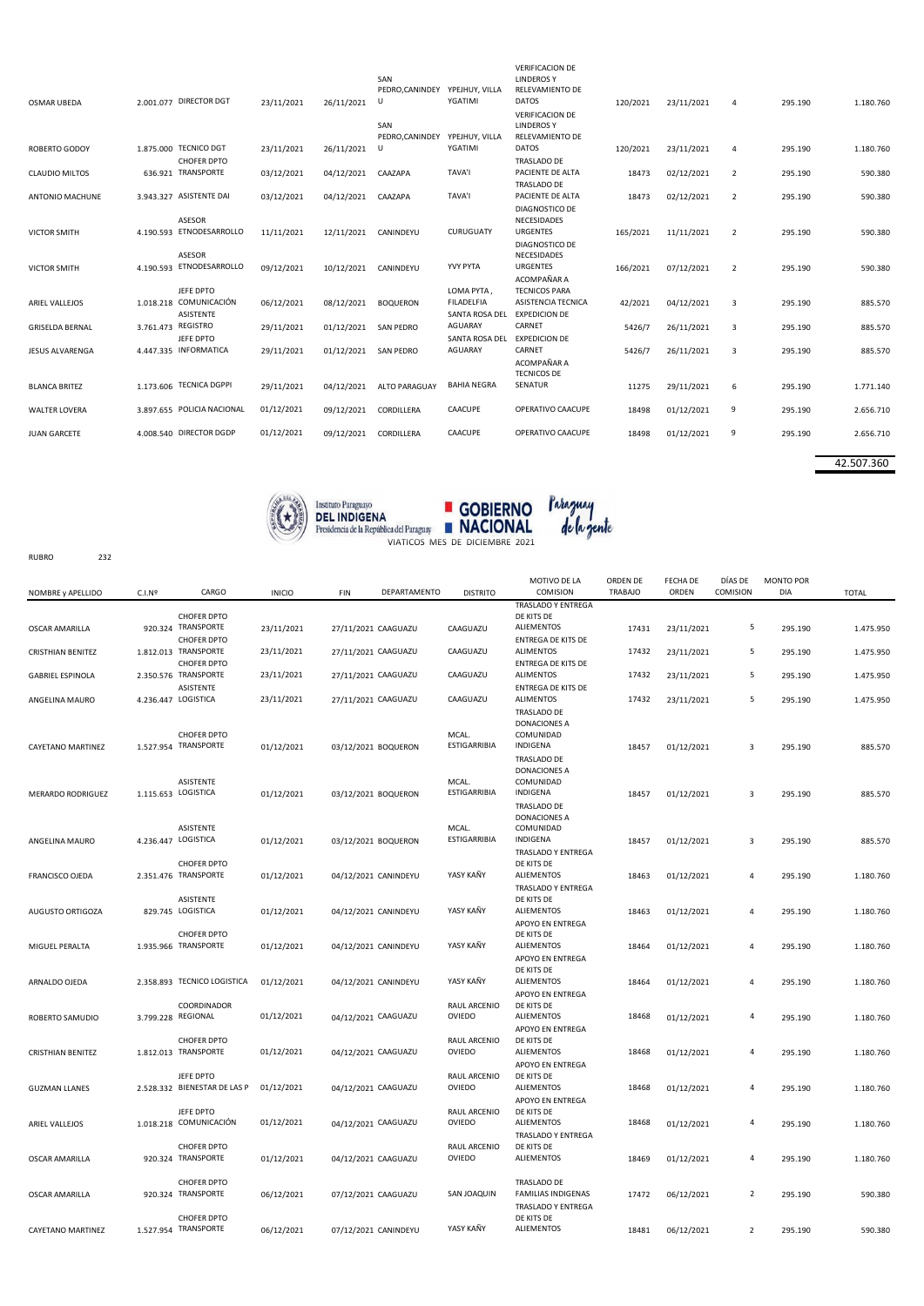| | | | | | | | | | | | | |
|---|---|---|---|---|---|---|---|---|---|---|---|---|
| OSMAR UBEDA | 2.001.077 | DIRECTOR DGT | 23/11/2021 | 26/11/2021 | SAN PEDRO,CANINDEYU | YPEJHUY, VILLA YGATIMI | VERIFICACION DE LINDEROS Y RELEVAMIENTO DE DATOS | 120/2021 | 23/11/2021 | 4 | 295.190 | 1.180.760 |
| ROBERTO GODOY | 1.875.000 | TECNICO DGT | 23/11/2021 | 26/11/2021 | SAN PEDRO,CANINDEYU | YPEJHUY, VILLA YGATIMI | VERIFICACION DE LINDEROS Y RELEVAMIENTO DE DATOS | 120/2021 | 23/11/2021 | 4 | 295.190 | 1.180.760 |
| CLAUDIO MILTOS | 636.921 | CHOFER DPTO TRANSPORTE | 03/12/2021 | 04/12/2021 | CAAZAPA | TAVA'I | TRASLADO DE PACIENTE DE ALTA | 18473 | 02/12/2021 | 2 | 295.190 | 590.380 |
| ANTONIO MACHUNE | 3.943.327 | ASISTENTE DAI | 03/12/2021 | 04/12/2021 | CAAZAPA | TAVA'I | TRASLADO DE PACIENTE DE ALTA | 18473 | 02/12/2021 | 2 | 295.190 | 590.380 |
| VICTOR SMITH | 4.190.593 | ASESOR ETNODESARROLLO | 11/11/2021 | 12/11/2021 | CANINDEYU | CURUGUATY | DIAGNOSTICO DE NECESIDADES URGENTES | 165/2021 | 11/11/2021 | 2 | 295.190 | 590.380 |
| VICTOR SMITH | 4.190.593 | ASESOR ETNODESARROLLO | 09/12/2021 | 10/12/2021 | CANINDEYU | YVY PYTA | DIAGNOSTICO DE NECESIDADES URGENTES | 166/2021 | 07/12/2021 | 2 | 295.190 | 590.380 |
| ARIEL VALLEJOS | 1.018.218 | JEFE DPTO COMUNICACIÓN | 06/12/2021 | 08/12/2021 | BOQUERON | LOMA PYTA , FILADELFIA | ACOMPAÑAR A TECNICOS PARA ASISTENCIA TECNICA | 42/2021 | 04/12/2021 | 3 | 295.190 | 885.570 |
| GRISELDA BERNAL | 3.761.473 | ASISTENTE REGISTRO | 29/11/2021 | 01/12/2021 | SAN PEDRO | SANTA ROSA DEL AGUARAY | EXPEDICION DE CARNET | 5426/7 | 26/11/2021 | 3 | 295.190 | 885.570 |
| JESUS ALVARENGA | 4.447.335 | JEFE DPTO INFORMATICA | 29/11/2021 | 01/12/2021 | SAN PEDRO | SANTA ROSA DEL AGUARAY | EXPEDICION DE CARNET | 5426/7 | 26/11/2021 | 3 | 295.190 | 885.570 |
| BLANCA BRITEZ | 1.173.606 | TECNICA DGPPI | 29/11/2021 | 04/12/2021 | ALTO PARAGUAY | BAHIA NEGRA | ACOMPAÑAR A TECNICOS DE SENATUR | 11275 | 29/11/2021 | 6 | 295.190 | 1.771.140 |
| WALTER LOVERA | 3.897.655 | POLICIA NACIONAL | 01/12/2021 | 09/12/2021 | CORDILLERA | CAACUPE | OPERATIVO CAACUPE | 18498 | 01/12/2021 | 9 | 295.190 | 2.656.710 |
| JUAN GARCETE | 4.008.540 | DIRECTOR DGDP | 01/12/2021 | 09/12/2021 | CORDILLERA | CAACUPE | OPERATIVO CAACUPE | 18498 | 01/12/2021 | 9 | 295.190 | 2.656.710 |
| | | | | | | | | | | | | **42.507.360** |

Instituto Paraguayo DEL INDIGENA Presidencia de la República del Paraguay — GOBIERNO NACIONAL — Paraguay de la gente

VIATICOS MES DE DICIEMBRE 2021

RUBRO 232

| NOMBRE y APELLIDO | C.I.Nº | CARGO | INICIO | FIN | DEPARTAMENTO | DISTRITO | MOTIVO DE LA COMISION | ORDEN DE TRABAJO | FECHA DE ORDEN | DÍAS DE COMISION | MONTO POR DIA | TOTAL |
|---|---|---|---|---|---|---|---|---|---|---|---|---|
| OSCAR AMARILLA | 920.324 | CHOFER DPTO TRANSPORTE | 23/11/2021 | 27/11/2021 | CAAGUAZU | CAAGUAZU | TRASLADO Y ENTREGA DE KITS DE ALIEMENTOS | 17431 | 23/11/2021 | 5 | 295.190 | 1.475.950 |
| CRISTHIAN BENITEZ | 1.812.013 | CHOFER DPTO TRANSPORTE | 23/11/2021 | 27/11/2021 | CAAGUAZU | CAAGUAZU | ENTREGA DE KITS DE ALIMENTOS | 17432 | 23/11/2021 | 5 | 295.190 | 1.475.950 |
| GABRIEL ESPINOLA | 2.350.576 | CHOFER DPTO TRANSPORTE | 23/11/2021 | 27/11/2021 | CAAGUAZU | CAAGUAZU | ENTREGA DE KITS DE ALIMENTOS | 17432 | 23/11/2021 | 5 | 295.190 | 1.475.950 |
| ANGELINA MAURO | 4.236.447 | ASISTENTE LOGISTICA | 23/11/2021 | 27/11/2021 | CAAGUAZU | CAAGUAZU | ENTREGA DE KITS DE ALIMENTOS | 17432 | 23/11/2021 | 5 | 295.190 | 1.475.950 |
| CAYETANO MARTINEZ | 1.527.954 | CHOFER DPTO TRANSPORTE | 01/12/2021 | 03/12/2021 | BOQUERON | MCAL. ESTIGARRIBIA | TRASLADO DE DONACIONES A COMUNIDAD INDIGENA | 18457 | 01/12/2021 | 3 | 295.190 | 885.570 |
| MERARDO RODRIGUEZ | 1.115.653 | ASISTENTE LOGISTICA | 01/12/2021 | 03/12/2021 | BOQUERON | MCAL. ESTIGARRIBIA | TRASLADO DE DONACIONES A COMUNIDAD INDIGENA | 18457 | 01/12/2021 | 3 | 295.190 | 885.570 |
| ANGELINA MAURO | 4.236.447 | ASISTENTE LOGISTICA | 01/12/2021 | 03/12/2021 | BOQUERON | MCAL. ESTIGARRIBIA | TRASLADO DE DONACIONES A COMUNIDAD INDIGENA | 18457 | 01/12/2021 | 3 | 295.190 | 885.570 |
| FRANCISCO OJEDA | 2.351.476 | CHOFER DPTO TRANSPORTE | 01/12/2021 | 04/12/2021 | CANINDEYU | YASY KAÑY | TRASLADO Y ENTREGA DE KITS DE ALIEMENTOS | 18463 | 01/12/2021 | 4 | 295.190 | 1.180.760 |
| AUGUSTO ORTIGOZA | 829.745 | ASISTENTE LOGISTICA | 01/12/2021 | 04/12/2021 | CANINDEYU | YASY KAÑY | TRASLADO Y ENTREGA DE KITS DE ALIEMENTOS | 18463 | 01/12/2021 | 4 | 295.190 | 1.180.760 |
| MIGUEL PERALTA | 1.935.966 | CHOFER DPTO TRANSPORTE | 01/12/2021 | 04/12/2021 | CANINDEYU | YASY KAÑY | APOYO EN ENTREGA DE KITS DE ALIEMENTOS | 18464 | 01/12/2021 | 4 | 295.190 | 1.180.760 |
| ARNALDO OJEDA | 2.358.893 | TECNICO LOGISTICA | 01/12/2021 | 04/12/2021 | CANINDEYU | YASY KAÑY | APOYO EN ENTREGA DE KITS DE ALIEMENTOS | 18464 | 01/12/2021 | 4 | 295.190 | 1.180.760 |
| ROBERTO SAMUDIO | 3.799.228 | COORDINADOR REGIONAL | 01/12/2021 | 04/12/2021 | CAAGUAZU | RAUL ARCENIO OVIEDO | APOYO EN ENTREGA DE KITS DE ALIEMENTOS | 18468 | 01/12/2021 | 4 | 295.190 | 1.180.760 |
| CRISTHIAN BENITEZ | 1.812.013 | CHOFER DPTO TRANSPORTE | 01/12/2021 | 04/12/2021 | CAAGUAZU | RAUL ARCENIO OVIEDO | APOYO EN ENTREGA DE KITS DE ALIEMENTOS | 18468 | 01/12/2021 | 4 | 295.190 | 1.180.760 |
| GUZMAN LLANES | 2.528.332 | JEFE DPTO BIENESTAR DE LAS P | 01/12/2021 | 04/12/2021 | CAAGUAZU | RAUL ARCENIO OVIEDO | APOYO EN ENTREGA DE KITS DE ALIEMENTOS | 18468 | 01/12/2021 | 4 | 295.190 | 1.180.760 |
| ARIEL VALLEJOS | 1.018.218 | JEFE DPTO COMUNICACIÓN | 01/12/2021 | 04/12/2021 | CAAGUAZU | RAUL ARCENIO OVIEDO | APOYO EN ENTREGA DE KITS DE ALIEMENTOS | 18468 | 01/12/2021 | 4 | 295.190 | 1.180.760 |
| OSCAR AMARILLA | 920.324 | CHOFER DPTO TRANSPORTE | 01/12/2021 | 04/12/2021 | CAAGUAZU | RAUL ARCENIO OVIEDO | TRASLADO Y ENTREGA DE KITS DE ALIEMENTOS | 18469 | 01/12/2021 | 4 | 295.190 | 1.180.760 |
| OSCAR AMARILLA | 920.324 | CHOFER DPTO TRANSPORTE | 06/12/2021 | 07/12/2021 | CAAGUAZU | SAN JOAQUIN | TRASLADO DE FAMILIAS INDIGENAS | 17472 | 06/12/2021 | 2 | 295.190 | 590.380 |
| CAYETANO MARTINEZ | 1.527.954 | CHOFER DPTO TRANSPORTE | 06/12/2021 | 07/12/2021 | CANINDEYU | YASY KAÑY | TRASLADO Y ENTREGA DE KITS DE ALIEMENTOS | 18481 | 06/12/2021 | 2 | 295.190 | 590.380 |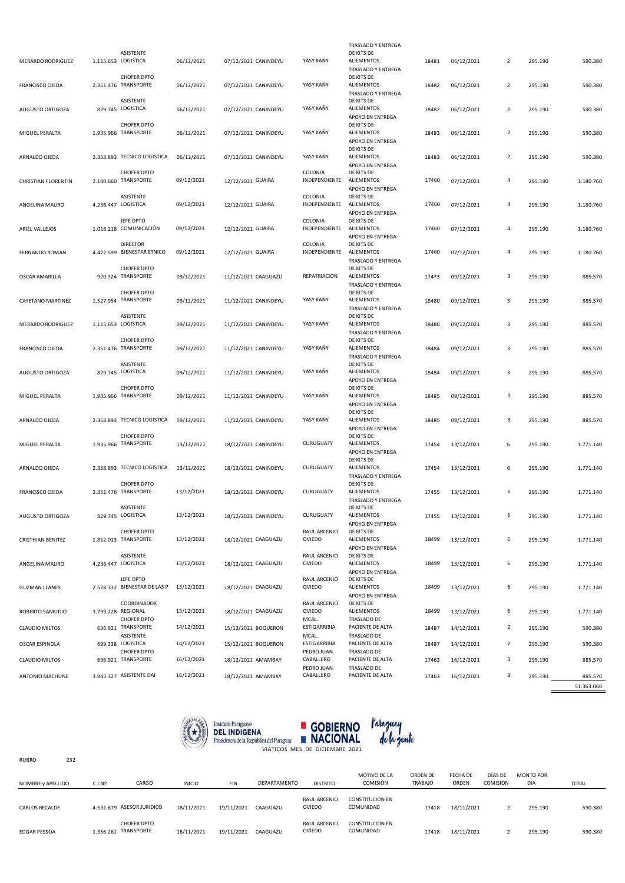| | | | | | | | | | | | | |
|---|---|---|---|---|---|---|---|---|---|---|---|---|
| MERARDO RODRIGUEZ | 1.115.653 | ASISTENTE LOGISTICA | 06/12/2021 | 07/12/2021 | CANINDEYU | YASY KAÑY | TRASLADO Y ENTREGA DE KITS DE ALIEMENTOS | 18481 | 06/12/2021 | 2 | 295.190 | 590.380 |
| FRANCISCO OJEDA | 2.351.476 | CHOFER DPTO TRANSPORTE | 06/12/2021 | 07/12/2021 | CANINDEYU | YASY KAÑY | TRASLADO Y ENTREGA DE KITS DE ALIEMENTOS | 18482 | 06/12/2021 | 2 | 295.190 | 590.380 |
| AUGUSTO ORTIGOZA | 829.745 | ASISTENTE LOGISTICA | 06/12/2021 | 07/12/2021 | CANINDEYU | YASY KAÑY | TRASLADO Y ENTREGA DE KITS DE ALIEMENTOS | 18482 | 06/12/2021 | 2 | 295.190 | 590.380 |
| MIGUEL PERALTA | 1.935.966 | CHOFER DPTO TRANSPORTE | 06/12/2021 | 07/12/2021 | CANINDEYU | YASY KAÑY | APOYO EN ENTREGA DE KITS DE ALIEMENTOS | 18483 | 06/12/2021 | 2 | 295.190 | 590.380 |
| ARNALDO OJEDA | 2.358.893 | TECNICO LOGISTICA | 06/12/2021 | 07/12/2021 | CANINDEYU | YASY KAÑY | APOYO EN ENTREGA DE KITS DE ALIEMENTOS | 18483 | 06/12/2021 | 2 | 295.190 | 590.380 |
| CHRISTIAN FLORENTIN | 2.140.660 | CHOFER DPTO TRANSPORTE | 09/12/2021 | 12/12/2021 | GUAIRA | COLONIA INDEPENDIENTE | APOYO EN ENTREGA DE KITS DE ALIEMENTOS | 17460 | 07/12/2021 | 4 | 295.190 | 1.180.760 |
| ANGELINA MAURO | 4.236.447 | ASISTENTE LOGISTICA | 09/12/2021 | 12/12/2021 | GUAIRA | COLONIA INDEPENDIENTE | APOYO EN ENTREGA DE KITS DE ALIEMENTOS | 17460 | 07/12/2021 | 4 | 295.190 | 1.180.760 |
| ARIEL VALLEJOS | 1.018.218 | JEFE DPTO COMUNICACIÓN | 09/12/2021 | 12/12/2021 | GUAIRA | COLONIA INDEPENDIENTE | APOYO EN ENTREGA DE KITS DE ALIEMENTOS | 17460 | 07/12/2021 | 4 | 295.190 | 1.180.760 |
| FERNANDO ROMAN | 4.472.599 | DIRECTOR BIENESTAR ETNICO | 09/12/2021 | 12/12/2021 | GUAIRA | COLONIA INDEPENDIENTE | APOYO EN ENTREGA DE KITS DE ALIEMENTOS | 17460 | 07/12/2021 | 4 | 295.190 | 1.180.760 |
| OSCAR AMARILLA | 920.324 | CHOFER DPTO TRANSPORTE | 09/12/2021 | 11/12/2021 | CAAGUAZU | REPATRIACION | TRASLADO Y ENTREGA DE KITS DE ALIEMENTOS | 17473 | 09/12/2021 | 3 | 295.190 | 885.570 |
| CAYETANO MARTINEZ | 1.527.954 | CHOFER DPTO TRANSPORTE | 09/12/2021 | 11/12/2021 | CANINDEYU | YASY KAÑY | TRASLADO Y ENTREGA DE KITS DE ALIEMENTOS | 18480 | 09/12/2021 | 3 | 295.190 | 885.570 |
| MERARDO RODRIGUEZ | 1.115.653 | ASISTENTE LOGISTICA | 09/12/2021 | 11/12/2021 | CANINDEYU | YASY KAÑY | TRASLADO Y ENTREGA DE KITS DE ALIEMENTOS | 18480 | 09/12/2021 | 3 | 295.190 | 885.570 |
| FRANCISCO OJEDA | 2.351.476 | CHOFER DPTO TRANSPORTE | 09/12/2021 | 11/12/2021 | CANINDEYU | YASY KAÑY | TRASLADO Y ENTREGA DE KITS DE ALIEMENTOS | 18484 | 09/12/2021 | 3 | 295.190 | 885.570 |
| AUGUSTO ORTIGOZA | 829.745 | ASISTENTE LOGISTICA | 09/12/2021 | 11/12/2021 | CANINDEYU | YASY KAÑY | TRASLADO Y ENTREGA DE KITS DE ALIEMENTOS | 18484 | 09/12/2021 | 3 | 295.190 | 885.570 |
| MIGUEL PERALTA | 1.935.966 | CHOFER DPTO TRANSPORTE | 09/12/2021 | 11/12/2021 | CANINDEYU | YASY KAÑY | APOYO EN ENTREGA DE KITS DE ALIEMENTOS | 18485 | 09/12/2021 | 3 | 295.190 | 885.570 |
| ARNALDO OJEDA | 2.358.893 | TECNICO LOGISTICA | 09/12/2021 | 11/12/2021 | CANINDEYU | YASY KAÑY | APOYO EN ENTREGA DE KITS DE ALIEMENTOS | 18485 | 09/12/2021 | 3 | 295.190 | 885.570 |
| MIGUEL PERALTA | 1.935.966 | CHOFER DPTO TRANSPORTE | 13/12/2021 | 18/12/2021 | CANINDEYU | CURUGUATY | APOYO EN ENTREGA DE KITS DE ALIEMENTOS | 17454 | 13/12/2021 | 6 | 295.190 | 1.771.140 |
| ARNALDO OJEDA | 2.358.893 | TECNICO LOGISTICA | 13/12/2021 | 18/12/2021 | CANINDEYU | CURUGUATY | APOYO EN ENTREGA DE KITS DE ALIEMENTOS | 17454 | 13/12/2021 | 6 | 295.190 | 1.771.140 |
| FRANCISCO OJEDA | 2.351.476 | CHOFER DPTO TRANSPORTE | 13/12/2021 | 18/12/2021 | CANINDEYU | CURUGUATY | TRASLADO Y ENTREGA DE KITS DE ALIEMENTOS | 17455 | 13/12/2021 | 6 | 295.190 | 1.771.140 |
| AUGUSTO ORTIGOZA | 829.745 | ASISTENTE LOGISTICA | 13/12/2021 | 18/12/2021 | CANINDEYU | CURUGUATY | TRASLADO Y ENTREGA DE KITS DE ALIEMENTOS | 17455 | 13/12/2021 | 6 | 295.190 | 1.771.140 |
| CRISTHIAN BENITEZ | 1.812.013 | CHOFER DPTO TRANSPORTE | 13/12/2021 | 18/12/2021 | CAAGUAZU | RAUL ARCENIO OVIEDO | APOYO EN ENTREGA DE KITS DE ALIEMENTOS | 18499 | 13/12/2021 | 6 | 295.190 | 1.771.140 |
| ANGELINA MAURO | 4.236.447 | ASISTENTE LOGISTICA | 13/12/2021 | 18/12/2021 | CAAGUAZU | RAUL ARCENIO OVIEDO | APOYO EN ENTREGA DE KITS DE ALIEMENTOS | 18499 | 13/12/2021 | 6 | 295.190 | 1.771.140 |
| GUZMAN LLANES | 2.528.332 | JEFE DPTO BIENESTAR DE LAS P | 13/12/2021 | 18/12/2021 | CAAGUAZU | RAUL ARCENIO OVIEDO | APOYO EN ENTREGA DE KITS DE ALIEMENTOS | 18499 | 13/12/2021 | 6 | 295.190 | 1.771.140 |
| ROBERTO SAMUDIO | 3.799.228 | COORDINADOR REGIONAL | 13/12/2021 | 18/12/2021 | CAAGUAZU | RAUL ARCENIO OVIEDO | APOYO EN ENTREGA DE KITS DE ALIEMENTOS | 18499 | 13/12/2021 | 6 | 295.190 | 1.771.140 |
| CLAUDIO MILTOS | 636.921 | CHOFER DPTO TRANSPORTE | 14/12/2021 | 15/12/2021 | BOQUERON | MCAL. ESTIGARRIBIA | TRASLADO DE PACIENTE DE ALTA | 18487 | 14/12/2021 | 2 | 295.190 | 590.380 |
| OSCAR ESPINOLA | 699.338 | ASISTENTE LOGISTICA | 14/12/2021 | 15/12/2021 | BOQUERON | MCAL. ESTIGARRIBIA | TRASLADO DE PACIENTE DE ALTA | 18487 | 14/12/2021 | 2 | 295.190 | 590.380 |
| CLAUDIO MILTOS | 636.921 | CHOFER DPTO TRANSPORTE | 16/12/2021 | 18/12/2021 | AMAMBAY | PEDRO JUAN CABALLERO | TRASLADO DE PACIENTE DE ALTA | 17463 | 16/12/2021 | 3 | 295.190 | 885.570 |
| ANTONIO MACHUNE | 3.943.327 | ASISTENTE DAI | 16/12/2021 | 18/12/2021 | AMAMBAY | PEDRO JUAN CABALLERO | TRASLADO DE PACIENTE DE ALTA | 17463 | 16/12/2021 | 3 | 295.190 | 885.570 |
| | | | | | | | | | | | | 51.363.060 |

Instituto Paraguayo DEL INDIGENA
Presidencia de la República del Paraguay
GOBIERNO NACIONAL
Paraguay de la gente

VIATICOS MES DE DICIEMBRE 2021

RUBRO 232

| NOMBRE y APELLIDO | C.I.Nº | CARGO | INICIO | FIN | DEPARTAMENTO | DISTRITO | MOTIVO DE LA COMISION | ORDEN DE TRABAJO | FECHA DE ORDEN | DÍAS DE COMISION | MONTO POR DIA | TOTAL |
|---|---|---|---|---|---|---|---|---|---|---|---|---|
| CARLOS RECALDE | 4.531.679 | ASESOR JURIDICO | 18/11/2021 | 19/11/2021 | CAAGUAZU | RAUL ARCENIO OVIEDO | CONSTITUCION EN COMUNIDAD | 17418 | 18/11/2021 | 2 | 295.190 | 590.380 |
| EDGAR PESSOA | 1.356.261 | CHOFER DPTO TRANSPORTE | 18/11/2021 | 19/11/2021 | CAAGUAZU | RAUL ARCENIO OVIEDO | CONSTITUCION EN COMUNIDAD | 17418 | 18/11/2021 | 2 | 295.190 | 590.380 |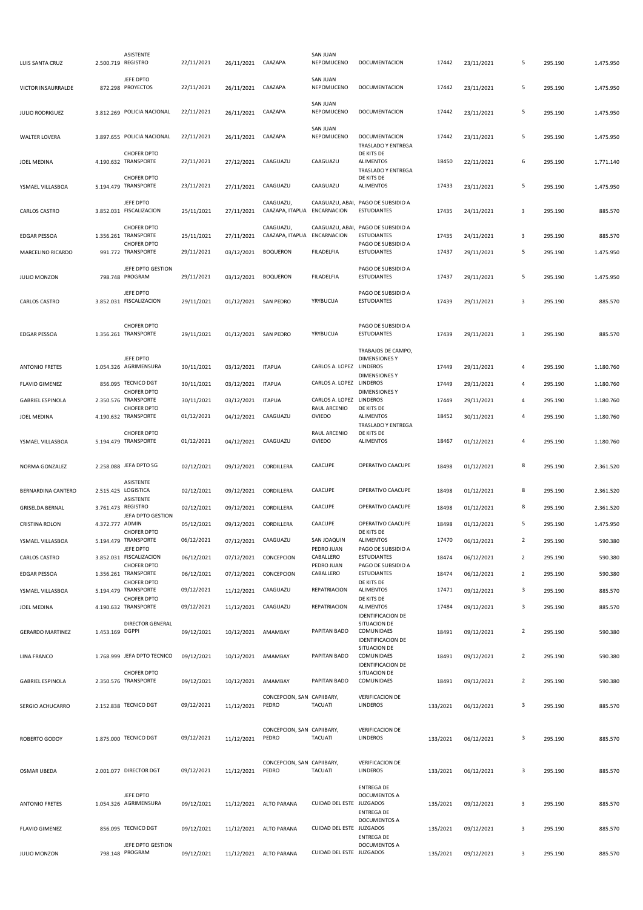| | | | | | | | | | | | | |
|---|---|---|---|---|---|---|---|---|---|---|---|---|
| LUIS SANTA CRUZ | 2.500.719 | ASISTENTE REGISTRO | 22/11/2021 | 26/11/2021 | CAAZAPA | SAN JUAN NEPOMUCENO | DOCUMENTACION | 17442 | 23/11/2021 | 5 | 295.190 | 1.475.950 |
| VICTOR INSAURRALDE | 872.298 | JEFE DPTO PROYECTOS | 22/11/2021 | 26/11/2021 | CAAZAPA | SAN JUAN NEPOMUCENO | DOCUMENTACION | 17442 | 23/11/2021 | 5 | 295.190 | 1.475.950 |
| JULIO RODRIGUEZ | 3.812.269 | POLICIA NACIONAL | 22/11/2021 | 26/11/2021 | CAAZAPA | SAN JUAN NEPOMUCENO | DOCUMENTACION | 17442 | 23/11/2021 | 5 | 295.190 | 1.475.950 |
| WALTER LOVERA | 3.897.655 | POLICIA NACIONAL | 22/11/2021 | 26/11/2021 | CAAZAPA | SAN JUAN NEPOMUCENO | DOCUMENTACION | 17442 | 23/11/2021 | 5 | 295.190 | 1.475.950 |
| JOEL MEDINA | 4.190.632 | CHOFER DPTO TRANSPORTE | 22/11/2021 | 27/12/2021 | CAAGUAZU | CAAGUAZU | TRASLADO Y ENTREGA DE KITS DE ALIMENTOS | 18450 | 22/11/2021 | 6 | 295.190 | 1.771.140 |
| YSMAEL VILLASBOA | 5.194.479 | CHOFER DPTO TRANSPORTE | 23/11/2021 | 27/11/2021 | CAAGUAZU | CAAGUAZU | TRASLADO Y ENTREGA DE KITS DE ALIMENTOS | 17433 | 23/11/2021 | 5 | 295.190 | 1.475.950 |
| CARLOS CASTRO | 3.852.031 | JEFE DPTO FISCALIZACION | 25/11/2021 | 27/11/2021 | CAAGUAZU, CAAZAPA, ITAPUA | CAAGUAZU, ABAI, ENCARNACION | PAGO DE SUBSIDIO A ESTUDIANTES | 17435 | 24/11/2021 | 3 | 295.190 | 885.570 |
| EDGAR PESSOA | 1.356.261 | CHOFER DPTO TRANSPORTE | 25/11/2021 | 27/11/2021 | CAAGUAZU, CAAZAPA, ITAPUA | CAAGUAZU, ABAI, ENCARNACION | PAGO DE SUBSIDIO A ESTUDIANTES | 17435 | 24/11/2021 | 3 | 295.190 | 885.570 |
| MARCELINO RICARDO | 991.772 | CHOFER DPTO TRANSPORTE | 29/11/2021 | 03/12/2021 | BOQUERON | FILADELFIA | PAGO DE SUBSIDIO A ESTUDIANTES | 17437 | 29/11/2021 | 5 | 295.190 | 1.475.950 |
| JULIO MONZON | 798.748 | JEFE DPTO GESTION PROGRAM | 29/11/2021 | 03/12/2021 | BOQUERON | FILADELFIA | PAGO DE SUBSIDIO A ESTUDIANTES | 17437 | 29/11/2021 | 5 | 295.190 | 1.475.950 |
| CARLOS CASTRO | 3.852.031 | JEFE DPTO FISCALIZACION | 29/11/2021 | 01/12/2021 | SAN PEDRO | YRYBUCUA | PAGO DE SUBSIDIO A ESTUDIANTES | 17439 | 29/11/2021 | 3 | 295.190 | 885.570 |
| EDGAR PESSOA | 1.356.261 | CHOFER DPTO TRANSPORTE | 29/11/2021 | 01/12/2021 | SAN PEDRO | YRYBUCUA | PAGO DE SUBSIDIO A ESTUDIANTES | 17439 | 29/11/2021 | 3 | 295.190 | 885.570 |
| ANTONIO FRETES | 1.054.326 | JEFE DPTO AGRIMENSURA | 30/11/2021 | 03/12/2021 | ITAPUA | CARLOS A. LOPEZ | TRABAJOS DE CAMPO, DIMENSIONES Y LINDEROS | 17449 | 29/11/2021 | 4 | 295.190 | 1.180.760 |
| FLAVIO GIMENEZ | 856.095 | TECNICO DGT | 30/11/2021 | 03/12/2021 | ITAPUA | CARLOS A. LOPEZ | DIMENSIONES Y LINDEROS | 17449 | 29/11/2021 | 4 | 295.190 | 1.180.760 |
| GABRIEL ESPINOLA | 2.350.576 | CHOFER DPTO TRANSPORTE | 30/11/2021 | 03/12/2021 | ITAPUA | CARLOS A. LOPEZ | DIMENSIONES Y LINDEROS | 17449 | 29/11/2021 | 4 | 295.190 | 1.180.760 |
| JOEL MEDINA | 4.190.632 | CHOFER DPTO TRANSPORTE | 01/12/2021 | 04/12/2021 | CAAGUAZU | RAUL ARCENIO OVIEDO | DE KITS DE ALIMENTOS | 18452 | 30/11/2021 | 4 | 295.190 | 1.180.760 |
| YSMAEL VILLASBOA | 5.194.479 | CHOFER DPTO TRANSPORTE | 01/12/2021 | 04/12/2021 | CAAGUAZU | RAUL ARCENIO OVIEDO | TRASLADO Y ENTREGA DE KITS DE ALIMENTOS | 18467 | 01/12/2021 | 4 | 295.190 | 1.180.760 |
| NORMA GONZALEZ | 2.258.088 | JEFA DPTO SG | 02/12/2021 | 09/12/2021 | CORDILLERA | CAACUPE | OPERATIVO CAACUPE | 18498 | 01/12/2021 | 8 | 295.190 | 2.361.520 |
| BERNARDINA CANTERO | 2.515.425 | ASISTENTE LOGISTICA | 02/12/2021 | 09/12/2021 | CORDILLERA | CAACUPE | OPERATIVO CAACUPE | 18498 | 01/12/2021 | 8 | 295.190 | 2.361.520 |
| GRISELDA BERNAL | 3.761.473 | ASISTENTE REGISTRO | 02/12/2021 | 09/12/2021 | CORDILLERA | CAACUPE | OPERATIVO CAACUPE | 18498 | 01/12/2021 | 8 | 295.190 | 2.361.520 |
| CRISTINA ROLON | 4.372.777 | JEFA DPTO GESTION ADMIN | 05/12/2021 | 09/12/2021 | CORDILLERA | CAACUPE | OPERATIVO CAACUPE | 18498 | 01/12/2021 | 5 | 295.190 | 1.475.950 |
| YSMAEL VILLASBOA | 5.194.479 | CHOFER DPTO TRANSPORTE | 06/12/2021 | 07/12/2021 | CAAGUAZU | SAN JOAQUIN | DE KITS DE ALIMENTOS | 17470 | 06/12/2021 | 2 | 295.190 | 590.380 |
| CARLOS CASTRO | 3.852.031 | JEFE DPTO FISCALIZACION | 06/12/2021 | 07/12/2021 | CONCEPCION | PEDRO JUAN CABALLERO | PAGO DE SUBSIDIO A ESTUDIANTES | 18474 | 06/12/2021 | 2 | 295.190 | 590.380 |
| EDGAR PESSOA | 1.356.261 | CHOFER DPTO TRANSPORTE | 06/12/2021 | 07/12/2021 | CONCEPCION | PEDRO JUAN CABALLERO | PAGO DE SUBSIDIO A ESTUDIANTES | 18474 | 06/12/2021 | 2 | 295.190 | 590.380 |
| YSMAEL VILLASBOA | 5.194.479 | CHOFER DPTO TRANSPORTE | 09/12/2021 | 11/12/2021 | CAAGUAZU | REPATRIACION | DE KITS DE ALIMENTOS | 17471 | 09/12/2021 | 3 | 295.190 | 885.570 |
| JOEL MEDINA | 4.190.632 | CHOFER DPTO TRANSPORTE | 09/12/2021 | 11/12/2021 | CAAGUAZU | REPATRIACION | DE KITS DE ALIMENTOS | 17484 | 09/12/2021 | 3 | 295.190 | 885.570 |
| GERARDO MARTINEZ | 1.453.169 | DIRECTOR GENERAL DGPPI | 09/12/2021 | 10/12/2021 | AMAMBAY | PAPITAN BADO | IDENTIFICACION DE SITUACION DE COMUNIDADES | 18491 | 09/12/2021 | 2 | 295.190 | 590.380 |
| LINA FRANCO | 1.768.999 | JEFA DPTO TECNICO | 09/12/2021 | 10/12/2021 | AMAMBAY | PAPITAN BADO | IDENTIFICACION DE SITUACION DE COMUNIDADES | 18491 | 09/12/2021 | 2 | 295.190 | 590.380 |
| GABRIEL ESPINOLA | 2.350.576 | CHOFER DPTO TRANSPORTE | 09/12/2021 | 10/12/2021 | AMAMBAY | PAPITAN BADO | IDENTIFICACION DE SITUACION DE COMUNIDADES | 18491 | 09/12/2021 | 2 | 295.190 | 590.380 |
| SERGIO ACHUCARRO | 2.152.838 | TECNICO DGT | 09/12/2021 | 11/12/2021 | CONCEPCION, SAN PEDRO | CAPIIBARY, TACUATI | VERIFICACION DE LINDEROS | 133/2021 | 06/12/2021 | 3 | 295.190 | 885.570 |
| ROBERTO GODOY | 1.875.000 | TECNICO DGT | 09/12/2021 | 11/12/2021 | CONCEPCION, SAN PEDRO | CAPIIBARY, TACUATI | VERIFICACION DE LINDEROS | 133/2021 | 06/12/2021 | 3 | 295.190 | 885.570 |
| OSMAR UBEDA | 2.001.077 | DIRECTOR DGT | 09/12/2021 | 11/12/2021 | CONCEPCION, SAN PEDRO | CAPIIBARY, TACUATI | VERIFICACION DE LINDEROS | 133/2021 | 06/12/2021 | 3 | 295.190 | 885.570 |
| ANTONIO FRETES | 1.054.326 | JEFE DPTO AGRIMENSURA | 09/12/2021 | 11/12/2021 | ALTO PARANA | CUIDAD DEL ESTE | ENTREGA DE DOCUMENTOS A JUZGADOS | 135/2021 | 09/12/2021 | 3 | 295.190 | 885.570 |
| FLAVIO GIMENEZ | 856.095 | TECNICO DGT | 09/12/2021 | 11/12/2021 | ALTO PARANA | CUIDAD DEL ESTE | ENTREGA DE DOCUMENTOS A JUZGADOS | 135/2021 | 09/12/2021 | 3 | 295.190 | 885.570 |
| JULIO MONZON | 798.148 | JEFE DPTO GESTION PROGRAM | 09/12/2021 | 11/12/2021 | ALTO PARANA | CUIDAD DEL ESTE | ENTREGA DE DOCUMENTOS A JUZGADOS | 135/2021 | 09/12/2021 | 3 | 295.190 | 885.570 |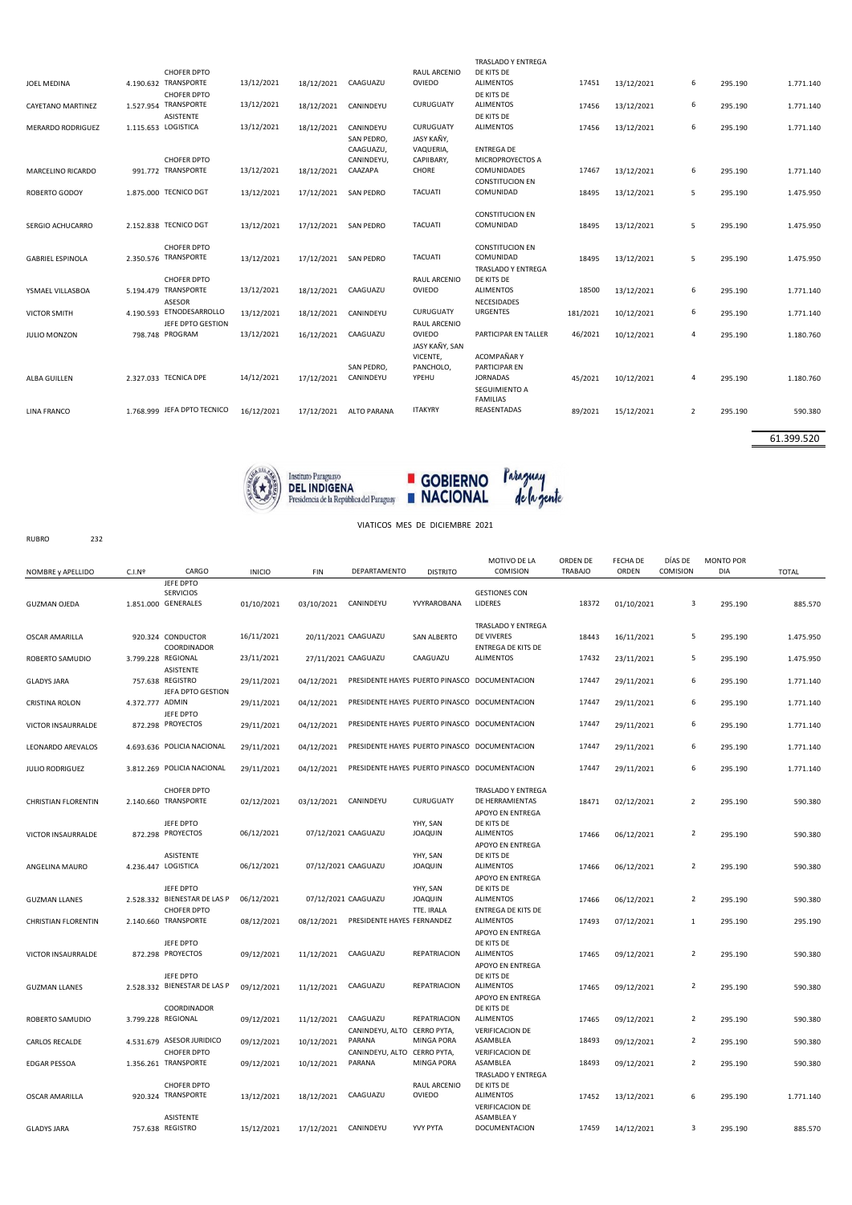| | | | | | | | | | | | | |
|---|---|---|---|---|---|---|---|---|---|---|---|---|
| JOEL MEDINA | 4.190.632 | CHOFER DPTO TRANSPORTE | 13/12/2021 | 18/12/2021 | CAAGUAZU | RAUL ARCENIO OVIEDO | TRASLADO Y ENTREGA DE KITS DE ALIMENTOS | 17451 | 13/12/2021 | 6 | 295.190 | 1.771.140 |
| CAYETANO MARTINEZ | 1.527.954 | CHOFER DPTO TRANSPORTE | 13/12/2021 | 18/12/2021 | CANINDEYU | CURUGUATY | DE KITS DE ALIMENTOS | 17456 | 13/12/2021 | 6 | 295.190 | 1.771.140 |
| MERARDO RODRIGUEZ | 1.115.653 | ASISTENTE LOGISTICA | 13/12/2021 | 18/12/2021 | CANINDEYU | CURUGUATY | DE KITS DE ALIMENTOS | 17456 | 13/12/2021 | 6 | 295.190 | 1.771.140 |
| MARCELINO RICARDO | 991.772 | CHOFER DPTO TRANSPORTE | 13/12/2021 | 18/12/2021 | SAN PEDRO, CAAGUAZU, CANINDEYU, CAAZAPA | JASY KAÑY, VAQUERIA, CAPIIBARY, CHORE | ENTREGA DE MICROPROYECTOS A COMUNIDADES | 17467 | 13/12/2021 | 6 | 295.190 | 1.771.140 |
| ROBERTO GODOY | 1.875.000 | TECNICO DGT | 13/12/2021 | 17/12/2021 | SAN PEDRO | TACUATI | CONSTITUCION EN COMUNIDAD | 18495 | 13/12/2021 | 5 | 295.190 | 1.475.950 |
| SERGIO ACHUCARRO | 2.152.838 | TECNICO DGT | 13/12/2021 | 17/12/2021 | SAN PEDRO | TACUATI | CONSTITUCION EN COMUNIDAD | 18495 | 13/12/2021 | 5 | 295.190 | 1.475.950 |
| GABRIEL ESPINOLA | 2.350.576 | CHOFER DPTO TRANSPORTE | 13/12/2021 | 17/12/2021 | SAN PEDRO | TACUATI | CONSTITUCION EN COMUNIDAD | 18495 | 13/12/2021 | 5 | 295.190 | 1.475.950 |
| YSMAEL VILLASBOA | 5.194.479 | CHOFER DPTO TRANSPORTE | 13/12/2021 | 18/12/2021 | CAAGUAZU | RAUL ARCENIO OVIEDO | TRASLADO Y ENTREGA DE KITS DE ALIMENTOS | 18500 | 13/12/2021 | 6 | 295.190 | 1.771.140 |
| VICTOR SMITH | 4.190.593 | ASESOR ETNODESARROLLO | 13/12/2021 | 18/12/2021 | CANINDEYU | CURUGUATY | NECESIDADES URGENTES | 181/2021 | 10/12/2021 | 6 | 295.190 | 1.771.140 |
| JULIO MONZON | 798.748 | JEFE DPTO GESTION PROGRAM | 13/12/2021 | 16/12/2021 | CAAGUAZU | RAUL ARCENIO OVIEDO | PARTICIPAR EN TALLER | 46/2021 | 10/12/2021 | 4 | 295.190 | 1.180.760 |
| ALBA GUILLEN | 2.327.033 | TECNICA DPE | 14/12/2021 | 17/12/2021 | SAN PEDRO, CANINDEYU | JASY KAÑY, SAN VICENTE, PANCHOLO, YPEHU | ACOMPAÑAR Y PARTICIPAR EN JORNADAS | 45/2021 | 10/12/2021 | 4 | 295.190 | 1.180.760 |
| LINA FRANCO | 1.768.999 | JEFA DPTO TECNICO | 16/12/2021 | 17/12/2021 | ALTO PARANA | ITAKYRY | SEGUIMIENTO A FAMILIAS REASENTADAS | 89/2021 | 15/12/2021 | 2 | 295.190 | 590.380 |
| | | | | | | | | | | | | 61.399.520 |

Instituto Paraguayo DEL INDIGENA Presidencia de la República del Paraguay — GOBIERNO NACIONAL — Paraguay de la gente

VIATICOS MES DE DICIEMBRE 2021

RUBRO 232

| NOMBRE y APELLIDO | C.I.Nº | CARGO | INICIO | FIN | DEPARTAMENTO | DISTRITO | MOTIVO DE LA COMISION | ORDEN DE TRABAJO | FECHA DE ORDEN | DÍAS DE COMISION | MONTO POR DIA | TOTAL |
|---|---|---|---|---|---|---|---|---|---|---|---|---|
| GUZMAN OJEDA | 1.851.000 | JEFE DPTO SERVICIOS GENERALES | 01/10/2021 | 03/10/2021 | CANINDEYU | YVYRAROBANA | GESTIONES CON LIDERES | 18372 | 01/10/2021 | 3 | 295.190 | 885.570 |
| OSCAR AMARILLA | 920.324 | CONDUCTOR | 16/11/2021 | 20/11/2021 | CAAGUAZU | SAN ALBERTO | TRASLADO Y ENTREGA DE VIVERES | 18443 | 16/11/2021 | 5 | 295.190 | 1.475.950 |
| ROBERTO SAMUDIO | 3.799.228 | COORDINADOR REGIONAL | 23/11/2021 | 27/11/2021 | CAAGUAZU | CAAGUAZU | ENTREGA DE KITS DE ALIMENTOS | 17432 | 23/11/2021 | 5 | 295.190 | 1.475.950 |
| GLADYS JARA | 757.638 | ASISTENTE REGISTRO | 29/11/2021 | 04/12/2021 | PRESIDENTE HAYES | PUERTO PINASCO | DOCUMENTACION | 17447 | 29/11/2021 | 6 | 295.190 | 1.771.140 |
| CRISTINA ROLON | 4.372.777 | JEFA DPTO GESTION ADMIN | 29/11/2021 | 04/12/2021 | PRESIDENTE HAYES | PUERTO PINASCO | DOCUMENTACION | 17447 | 29/11/2021 | 6 | 295.190 | 1.771.140 |
| VICTOR INSAURRALDE | 872.298 | JEFE DPTO PROYECTOS | 29/11/2021 | 04/12/2021 | PRESIDENTE HAYES | PUERTO PINASCO | DOCUMENTACION | 17447 | 29/11/2021 | 6 | 295.190 | 1.771.140 |
| LEONARDO AREVALOS | 4.693.636 | POLICIA NACIONAL | 29/11/2021 | 04/12/2021 | PRESIDENTE HAYES | PUERTO PINASCO | DOCUMENTACION | 17447 | 29/11/2021 | 6 | 295.190 | 1.771.140 |
| JULIO RODRIGUEZ | 3.812.269 | POLICIA NACIONAL | 29/11/2021 | 04/12/2021 | PRESIDENTE HAYES | PUERTO PINASCO | DOCUMENTACION | 17447 | 29/11/2021 | 6 | 295.190 | 1.771.140 |
| CHRISTIAN FLORENTIN | 2.140.660 | CHOFER DPTO TRANSPORTE | 02/12/2021 | 03/12/2021 | CANINDEYU | CURUGUATY | TRASLADO Y ENTREGA DE HERRAMIENTAS | 18471 | 02/12/2021 | 2 | 295.190 | 590.380 |
| VICTOR INSAURRALDE | 872.298 | JEFE DPTO PROYECTOS | 06/12/2021 | 07/12/2021 | CAAGUAZU | YHY, SAN JOAQUIN | APOYO EN ENTREGA DE KITS DE ALIMENTOS | 17466 | 06/12/2021 | 2 | 295.190 | 590.380 |
| ANGELINA MAURO | 4.236.447 | ASISTENTE LOGISTICA | 06/12/2021 | 07/12/2021 | CAAGUAZU | YHY, SAN JOAQUIN | APOYO EN ENTREGA DE KITS DE ALIMENTOS | 17466 | 06/12/2021 | 2 | 295.190 | 590.380 |
| GUZMAN LLANES | 2.528.332 | JEFE DPTO BIENESTAR DE LAS P | 06/12/2021 | 07/12/2021 | CAAGUAZU | YHY, SAN JOAQUIN | APOYO EN ENTREGA DE KITS DE ALIMENTOS | 17466 | 06/12/2021 | 2 | 295.190 | 590.380 |
| CHRISTIAN FLORENTIN | 2.140.660 | CHOFER DPTO TRANSPORTE | 08/12/2021 | 08/12/2021 | PRESIDENTE HAYES | TTE. IRALA FERNANDEZ | ENTREGA DE KITS DE ALIMENTOS | 17493 | 07/12/2021 | 1 | 295.190 | 295.190 |
| VICTOR INSAURRALDE | 872.298 | JEFE DPTO PROYECTOS | 09/12/2021 | 11/12/2021 | CAAGUAZU | REPATRIACION | APOYO EN ENTREGA DE KITS DE ALIMENTOS | 17465 | 09/12/2021 | 2 | 295.190 | 590.380 |
| GUZMAN LLANES | 2.528.332 | JEFE DPTO BIENESTAR DE LAS P | 09/12/2021 | 11/12/2021 | CAAGUAZU | REPATRIACION | APOYO EN ENTREGA DE KITS DE ALIMENTOS | 17465 | 09/12/2021 | 2 | 295.190 | 590.380 |
| ROBERTO SAMUDIO | 3.799.228 | COORDINADOR REGIONAL | 09/12/2021 | 11/12/2021 | CAAGUAZU | REPATRIACION | APOYO EN ENTREGA DE KITS DE ALIMENTOS | 17465 | 09/12/2021 | 2 | 295.190 | 590.380 |
| CARLOS RECALDE | 4.531.679 | ASESOR JURIDICO | 09/12/2021 | 10/12/2021 | CANINDEYU, ALTO PARANA | CERRO PYTA, MINGA PORA | VERIFICACION DE ASAMBLEA | 18493 | 09/12/2021 | 2 | 295.190 | 590.380 |
| EDGAR PESSOA | 1.356.261 | CHOFER DPTO TRANSPORTE | 09/12/2021 | 10/12/2021 | CANINDEYU, ALTO PARANA | CERRO PYTA, MINGA PORA | VERIFICACION DE ASAMBLEA | 18493 | 09/12/2021 | 2 | 295.190 | 590.380 |
| OSCAR AMARILLA | 920.324 | CHOFER DPTO TRANSPORTE | 13/12/2021 | 18/12/2021 | CAAGUAZU | RAUL ARCENIO OVIEDO | TRASLADO Y ENTREGA DE KITS DE ALIMENTOS | 17452 | 13/12/2021 | 6 | 295.190 | 1.771.140 |
| GLADYS JARA | 757.638 | ASISTENTE REGISTRO | 15/12/2021 | 17/12/2021 | CANINDEYU | YVY PYTA | VERIFICACION DE ASAMBLEA Y DOCUMENTACION | 17459 | 14/12/2021 | 3 | 295.190 | 885.570 |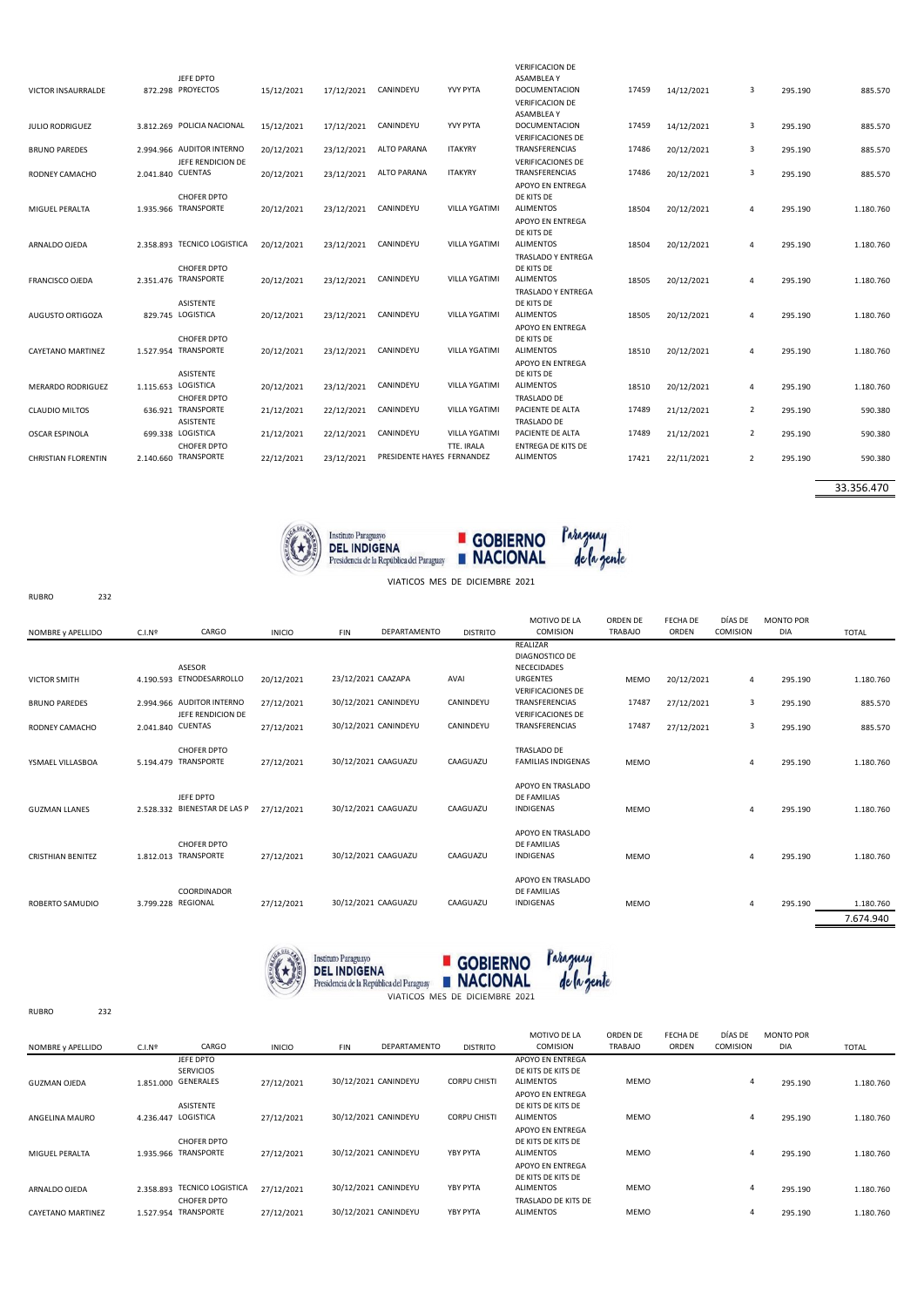| NOMBRE y APELLIDO | C.I.Nº | CARGO | INICIO | FIN | DEPARTAMENTO | DISTRITO | MOTIVO DE LA COMISION | ORDEN DE TRABAJO | FECHA DE ORDEN | DÍAS DE COMISION | MONTO POR DIA | TOTAL |
|---|---|---|---|---|---|---|---|---|---|---|---|---|
| VICTOR INSAURRALDE | 872.298 | JEFE DPTO PROYECTOS | 15/12/2021 | 17/12/2021 | CANINDEYU | YVY PYTA | VERIFICACION DE ASAMBLEA Y DOCUMENTACION | 17459 | 14/12/2021 | 3 | 295.190 | 885.570 |
| JULIO RODRIGUEZ | 3.812.269 | POLICIA NACIONAL | 15/12/2021 | 17/12/2021 | CANINDEYU | YVY PYTA | VERIFICACION DE ASAMBLEA Y DOCUMENTACION | 17459 | 14/12/2021 | 3 | 295.190 | 885.570 |
| BRUNO PAREDES | 2.994.966 | AUDITOR INTERNO | 20/12/2021 | 23/12/2021 | ALTO PARANA | ITAKYRY | VERIFICACIONES DE TRANSFERENCIAS | 17486 | 20/12/2021 | 3 | 295.190 | 885.570 |
| RODNEY CAMACHO | 2.041.840 | JEFE RENDICION DE CUENTAS | 20/12/2021 | 23/12/2021 | ALTO PARANA | ITAKYRY | VERIFICACIONES DE TRANSFERENCIAS | 17486 | 20/12/2021 | 3 | 295.190 | 885.570 |
| MIGUEL PERALTA | 1.935.966 | CHOFER DPTO TRANSPORTE | 20/12/2021 | 23/12/2021 | CANINDEYU | VILLA YGATIMI | APOYO EN ENTREGA DE KITS DE ALIMENTOS | 18504 | 20/12/2021 | 4 | 295.190 | 1.180.760 |
| ARNALDO OJEDA | 2.358.893 | TECNICO LOGISTICA | 20/12/2021 | 23/12/2021 | CANINDEYU | VILLA YGATIMI | APOYO EN ENTREGA DE KITS DE ALIMENTOS | 18504 | 20/12/2021 | 4 | 295.190 | 1.180.760 |
| FRANCISCO OJEDA | 2.351.476 | CHOFER DPTO TRANSPORTE | 20/12/2021 | 23/12/2021 | CANINDEYU | VILLA YGATIMI | TRASLADO Y ENTREGA DE KITS DE ALIMENTOS | 18505 | 20/12/2021 | 4 | 295.190 | 1.180.760 |
| AUGUSTO ORTIGOZA | 829.745 | ASISTENTE LOGISTICA | 20/12/2021 | 23/12/2021 | CANINDEYU | VILLA YGATIMI | TRASLADO Y ENTREGA DE KITS DE ALIMENTOS | 18505 | 20/12/2021 | 4 | 295.190 | 1.180.760 |
| CAYETANO MARTINEZ | 1.527.954 | CHOFER DPTO TRANSPORTE | 20/12/2021 | 23/12/2021 | CANINDEYU | VILLA YGATIMI | APOYO EN ENTREGA DE KITS DE ALIMENTOS | 18510 | 20/12/2021 | 4 | 295.190 | 1.180.760 |
| MERARDO RODRIGUEZ | 1.115.653 | ASISTENTE LOGISTICA | 20/12/2021 | 23/12/2021 | CANINDEYU | VILLA YGATIMI | APOYO EN ENTREGA DE KITS DE ALIMENTOS | 18510 | 20/12/2021 | 4 | 295.190 | 1.180.760 |
| CLAUDIO MILTOS | 636.921 | CHOFER DPTO TRANSPORTE | 21/12/2021 | 22/12/2021 | CANINDEYU | VILLA YGATIMI | TRASLADO DE PACIENTE DE ALTA | 17489 | 21/12/2021 | 2 | 295.190 | 590.380 |
| OSCAR ESPINOLA | 699.338 | ASISTENTE LOGISTICA | 21/12/2021 | 22/12/2021 | CANINDEYU | VILLA YGATIMI | TRASLADO DE PACIENTE DE ALTA | 17489 | 21/12/2021 | 2 | 295.190 | 590.380 |
| CHRISTIAN FLORENTIN | 2.140.660 | CHOFER DPTO TRANSPORTE | 22/12/2021 | 23/12/2021 | PRESIDENTE HAYES | TTE. IRALA FERNANDEZ | ENTREGA DE KITS DE ALIMENTOS | 17421 | 22/11/2021 | 2 | 295.190 | 590.380 |
| | | | | | | | | | | | | 33.356.470 |

Instituto Paraguayo DEL INDIGENA Presidencia de la República del Paraguay — GOBIERNO NACIONAL — Paraguay de la gente

VIATICOS MES DE DICIEMBRE 2021

RUBRO 232

| NOMBRE y APELLIDO | C.I.Nº | CARGO | INICIO | FIN | DEPARTAMENTO | DISTRITO | MOTIVO DE LA COMISION | ORDEN DE TRABAJO | FECHA DE ORDEN | DÍAS DE COMISION | MONTO POR DIA | TOTAL |
|---|---|---|---|---|---|---|---|---|---|---|---|---|
| VICTOR SMITH | 4.190.593 | ASESOR ETNODESARROLLO | 20/12/2021 | 23/12/2021 | CAAZAPA | AVAI | REALIZAR DIAGNOSTICO DE NECECIDADES URGENTES | MEMO | 20/12/2021 | 4 | 295.190 | 1.180.760 |
| BRUNO PAREDES | 2.994.966 | AUDITOR INTERNO | 27/12/2021 | 30/12/2021 | CANINDEYU | CANINDEYU | VERIFICACIONES DE TRANSFERENCIAS | 17487 | 27/12/2021 | 3 | 295.190 | 885.570 |
| RODNEY CAMACHO | 2.041.840 | JEFE RENDICION DE CUENTAS | 27/12/2021 | 30/12/2021 | CANINDEYU | CANINDEYU | VERIFICACIONES DE TRANSFERENCIAS | 17487 | 27/12/2021 | 3 | 295.190 | 885.570 |
| YSMAEL VILLASBOA | 5.194.479 | CHOFER DPTO TRANSPORTE | 27/12/2021 | 30/12/2021 | CAAGUAZU | CAAGUAZU | TRASLADO DE FAMILIAS INDIGENAS | MEMO | | 4 | 295.190 | 1.180.760 |
| GUZMAN LLANES | 2.528.332 | JEFE DPTO BIENESTAR DE LAS P | 27/12/2021 | 30/12/2021 | CAAGUAZU | CAAGUAZU | APOYO EN TRASLADO DE FAMILIAS INDIGENAS | MEMO | | 4 | 295.190 | 1.180.760 |
| CRISTHIAN BENITEZ | 1.812.013 | CHOFER DPTO TRANSPORTE | 27/12/2021 | 30/12/2021 | CAAGUAZU | CAAGUAZU | APOYO EN TRASLADO DE FAMILIAS INDIGENAS | MEMO | | 4 | 295.190 | 1.180.760 |
| ROBERTO SAMUDIO | 3.799.228 | COORDINADOR REGIONAL | 27/12/2021 | 30/12/2021 | CAAGUAZU | CAAGUAZU | APOYO EN TRASLADO DE FAMILIAS INDIGENAS | MEMO | | 4 | 295.190 | 1.180.760 |
| | | | | | | | | | | | | 7.674.940 |

Instituto Paraguayo DEL INDIGENA Presidencia de la República del Paraguay — GOBIERNO NACIONAL — Paraguay de la gente

VIATICOS MES DE DICIEMBRE 2021

RUBRO 232

| NOMBRE y APELLIDO | C.I.Nº | CARGO | INICIO | FIN | DEPARTAMENTO | DISTRITO | MOTIVO DE LA COMISION | ORDEN DE TRABAJO | FECHA DE ORDEN | DÍAS DE COMISION | MONTO POR DIA | TOTAL |
|---|---|---|---|---|---|---|---|---|---|---|---|---|
| GUZMAN OJEDA | 1.851.000 | JEFE DPTO SERVICIOS GENERALES | 27/12/2021 | 30/12/2021 | CANINDEYU | CORPU CHISTI | APOYO EN ENTREGA DE KITS DE KITS DE ALIMENTOS | MEMO | | 4 | 295.190 | 1.180.760 |
| ANGELINA MAURO | 4.236.447 | ASISTENTE LOGISTICA | 27/12/2021 | 30/12/2021 | CANINDEYU | CORPU CHISTI | APOYO EN ENTREGA DE KITS DE KITS DE ALIMENTOS | MEMO | | 4 | 295.190 | 1.180.760 |
| MIGUEL PERALTA | 1.935.966 | CHOFER DPTO TRANSPORTE | 27/12/2021 | 30/12/2021 | CANINDEYU | YBY PYTA | APOYO EN ENTREGA DE KITS DE KITS DE ALIMENTOS | MEMO | | 4 | 295.190 | 1.180.760 |
| ARNALDO OJEDA | 2.358.893 | TECNICO LOGISTICA | 27/12/2021 | 30/12/2021 | CANINDEYU | YBY PYTA | APOYO EN ENTREGA DE KITS DE KITS DE ALIMENTOS | MEMO | | 4 | 295.190 | 1.180.760 |
| CAYETANO MARTINEZ | 1.527.954 | CHOFER DPTO TRANSPORTE | 27/12/2021 | 30/12/2021 | CANINDEYU | YBY PYTA | TRASLADO DE KITS DE ALIMENTOS | MEMO | | 4 | 295.190 | 1.180.760 |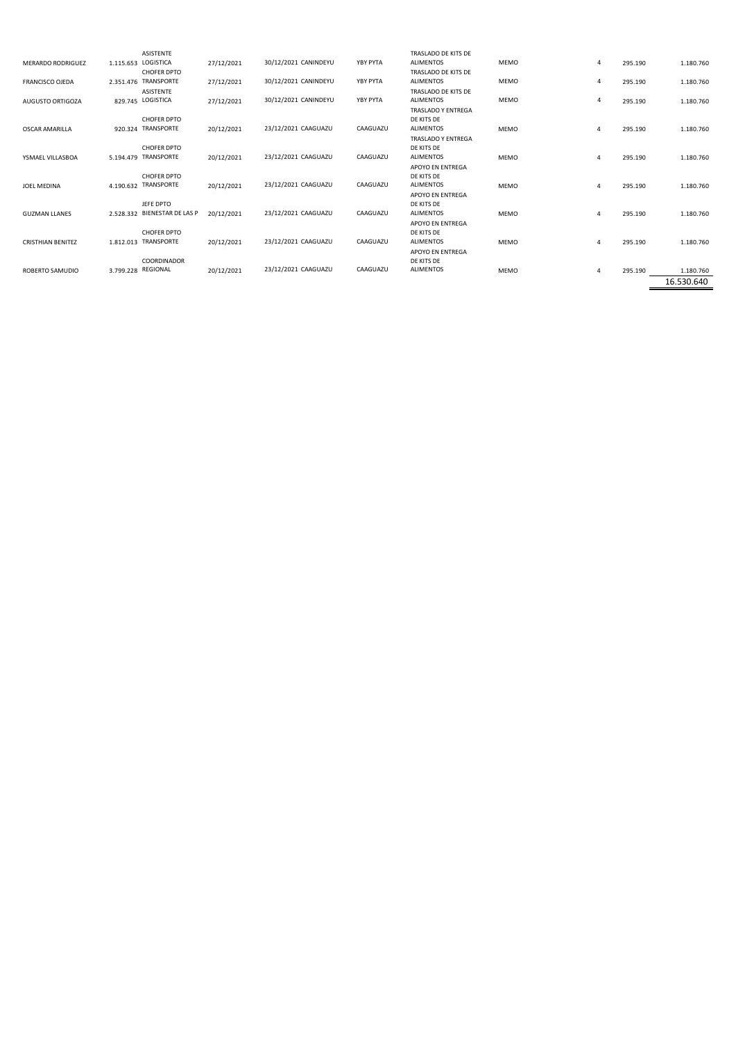| | | | | | | | | | | |
|---|---|---|---|---|---|---|---|---|---|---|
| MERARDO RODRIGUEZ | 1.115.653 | ASISTENTE LOGISTICA | 27/12/2021 | 30/12/2021 | CANINDEYU | YBY PYTA | TRASLADO DE KITS DE ALIMENTOS | MEMO | 4 | 295.190 | 1.180.760 |
| FRANCISCO OJEDA | 2.351.476 | CHOFER DPTO TRANSPORTE | 27/12/2021 | 30/12/2021 | CANINDEYU | YBY PYTA | TRASLADO DE KITS DE ALIMENTOS | MEMO | 4 | 295.190 | 1.180.760 |
| AUGUSTO ORTIGOZA | 829.745 | ASISTENTE LOGISTICA | 27/12/2021 | 30/12/2021 | CANINDEYU | YBY PYTA | TRASLADO DE KITS DE ALIMENTOS | MEMO | 4 | 295.190 | 1.180.760 |
| OSCAR AMARILLA | 920.324 | CHOFER DPTO TRANSPORTE | 20/12/2021 | 23/12/2021 | CAAGUAZU | CAAGUAZU | TRASLADO Y ENTREGA DE KITS DE ALIMENTOS | MEMO | 4 | 295.190 | 1.180.760 |
| YSMAEL VILLASBOA | 5.194.479 | CHOFER DPTO TRANSPORTE | 20/12/2021 | 23/12/2021 | CAAGUAZU | CAAGUAZU | TRASLADO Y ENTREGA DE KITS DE ALIMENTOS | MEMO | 4 | 295.190 | 1.180.760 |
| JOEL MEDINA | 4.190.632 | CHOFER DPTO TRANSPORTE | 20/12/2021 | 23/12/2021 | CAAGUAZU | CAAGUAZU | APOYO EN ENTREGA DE KITS DE ALIMENTOS | MEMO | 4 | 295.190 | 1.180.760 |
| GUZMAN LLANES | 2.528.332 | JEFE DPTO BIENESTAR DE LAS P | 20/12/2021 | 23/12/2021 | CAAGUAZU | CAAGUAZU | APOYO EN ENTREGA DE KITS DE ALIMENTOS | MEMO | 4 | 295.190 | 1.180.760 |
| CRISTHIAN BENITEZ | 1.812.013 | CHOFER DPTO TRANSPORTE | 20/12/2021 | 23/12/2021 | CAAGUAZU | CAAGUAZU | APOYO EN ENTREGA DE KITS DE ALIMENTOS | MEMO | 4 | 295.190 | 1.180.760 |
| ROBERTO SAMUDIO | 3.799.228 | COORDINADOR REGIONAL | 20/12/2021 | 23/12/2021 | CAAGUAZU | CAAGUAZU | APOYO EN ENTREGA DE KITS DE ALIMENTOS | MEMO | 4 | 295.190 | 1.180.760 |
| | | | | | | | | | | | 16.530.640 |